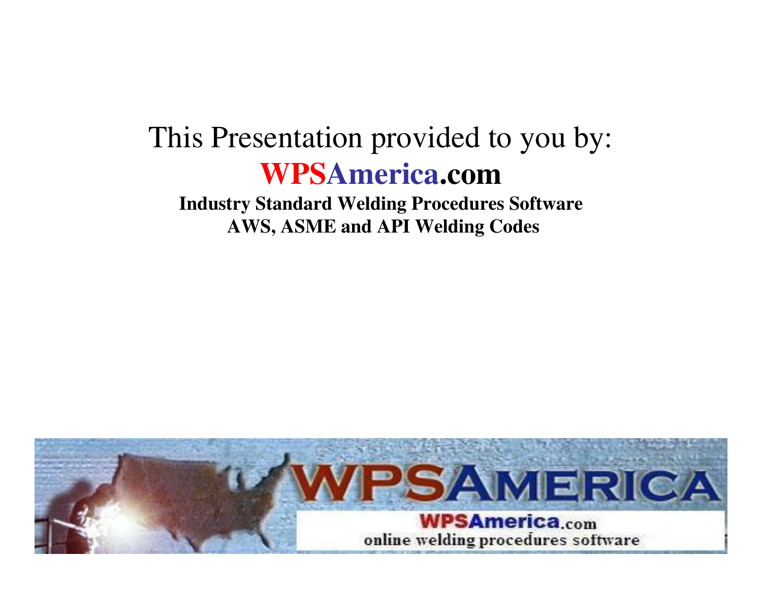This Presentation provided to you by:

**WPSAmerica.com**

**Industry Standard Welding Procedures Software**
**AWS, ASME and API Welding Codes**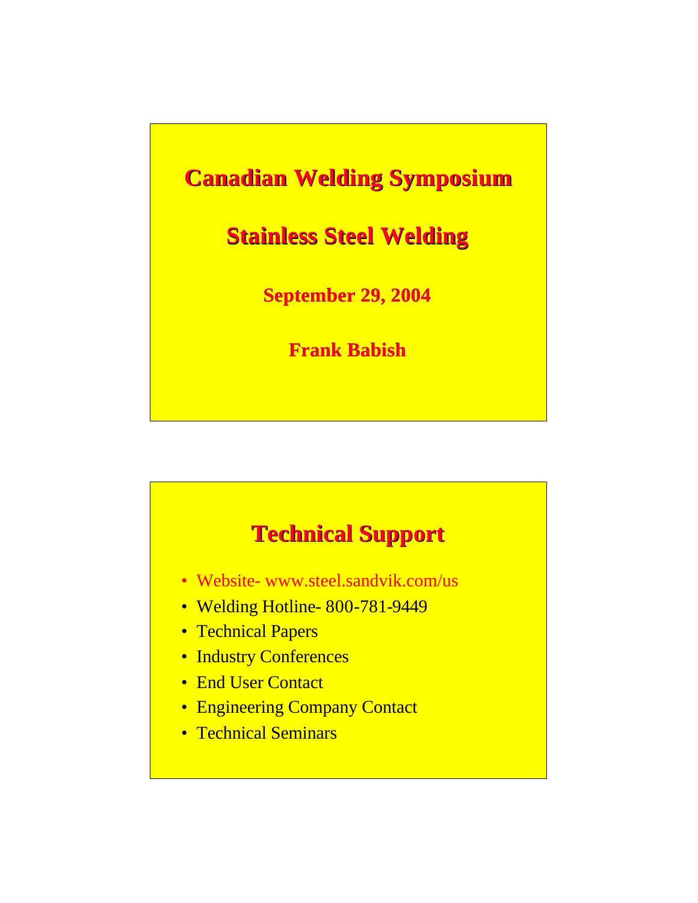# Canadian Welding Symposium

## Stainless Steel Welding

**September 29, 2004**

**Frank Babish**

## Technical Support

- Website- www.steel.sandvik.com/us
- Welding Hotline- 800-781-9449
- Technical Papers
- Industry Conferences
- End User Contact
- Engineering Company Contact
- Technical Seminars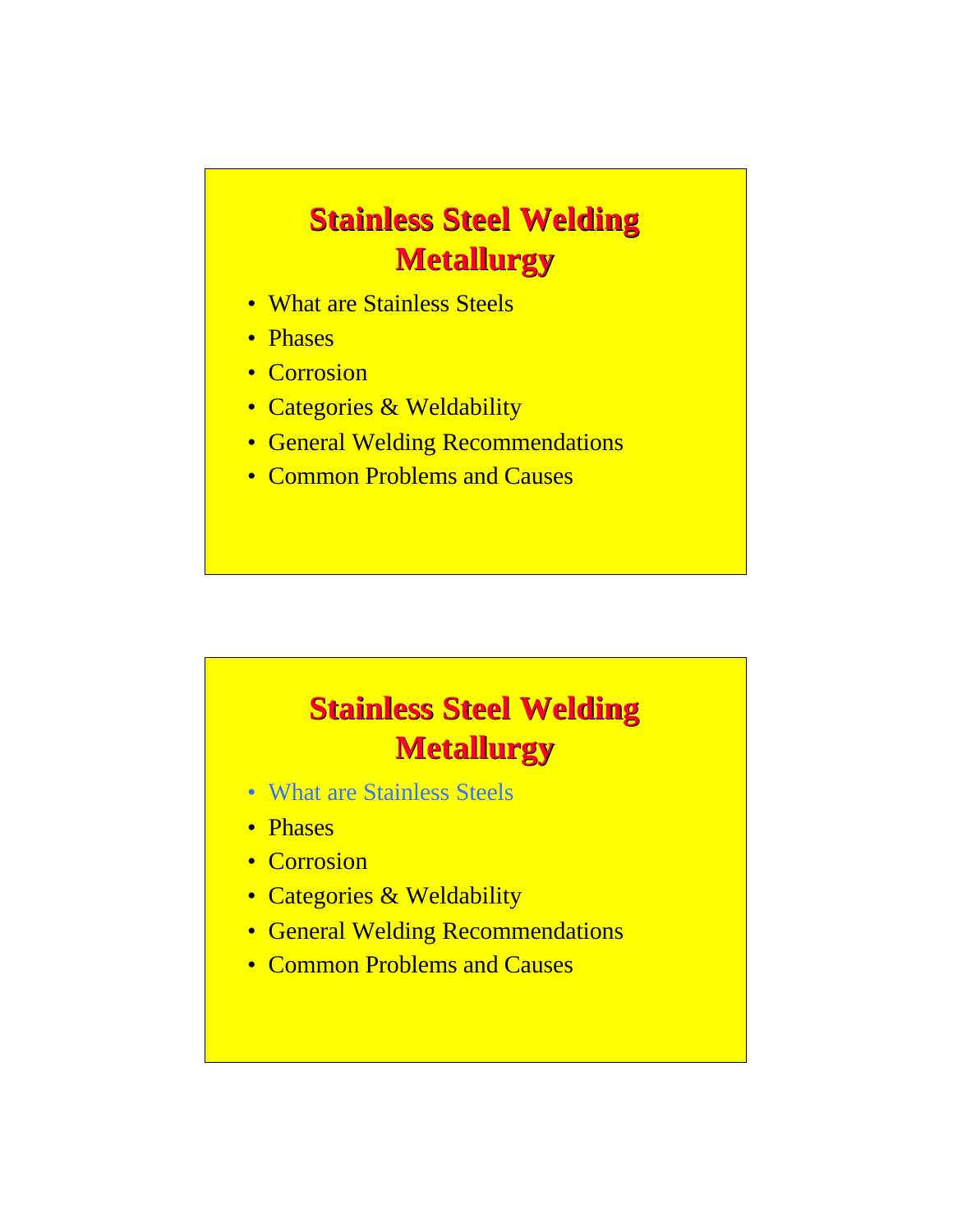## Stainless Steel Welding Metallurgy

- What are Stainless Steels
- Phases
- Corrosion
- Categories & Weldability
- General Welding Recommendations
- Common Problems and Causes

## Stainless Steel Welding Metallurgy

- What are Stainless Steels
- Phases
- Corrosion
- Categories & Weldability
- General Welding Recommendations
- Common Problems and Causes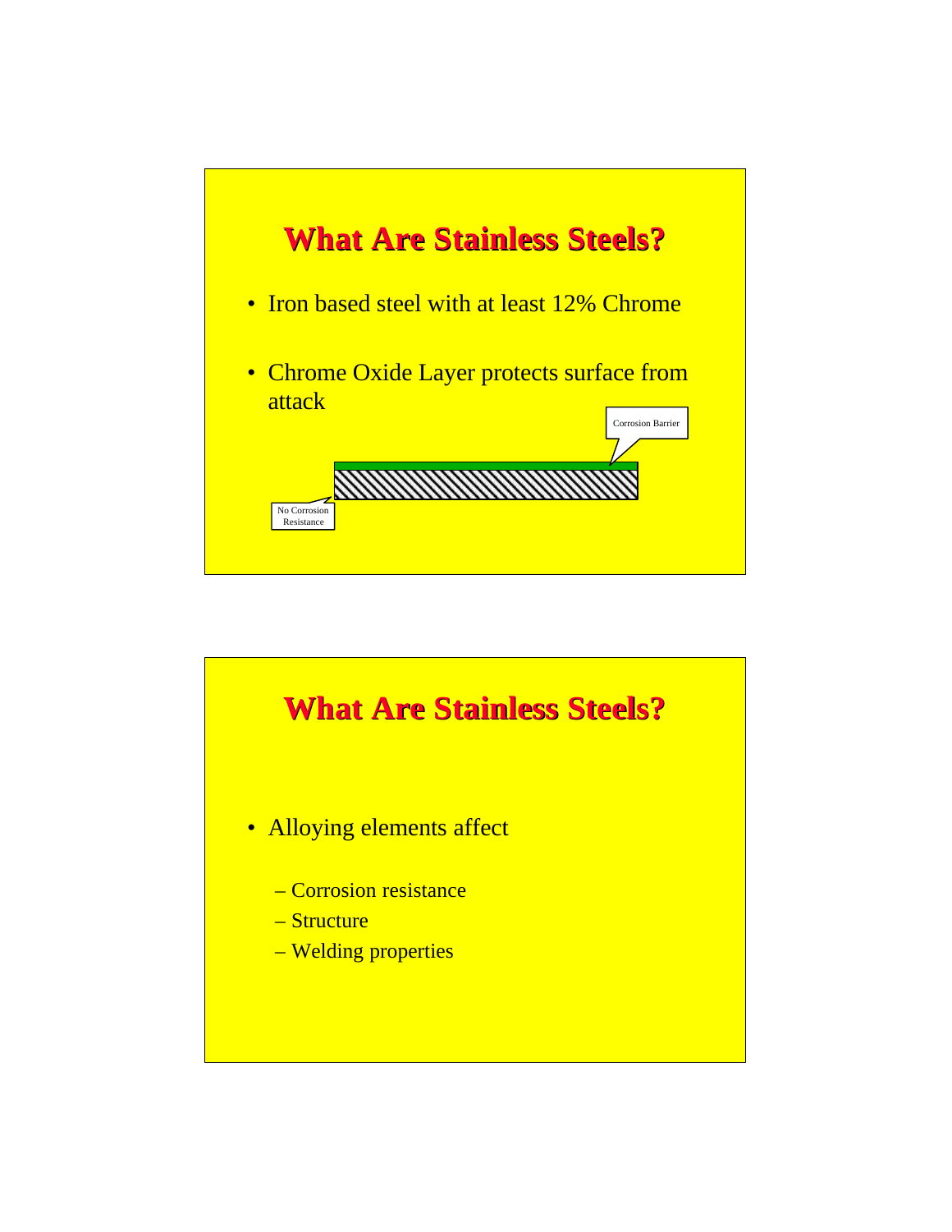## What Are Stainless Steels?

- Iron based steel with at least 12% Chrome
- Chrome Oxide Layer protects surface from attack

Corrosion Barrier

No Corrosion Resistance

## What Are Stainless Steels?

- Alloying elements affect
  - Corrosion resistance
  - Structure
  - Welding properties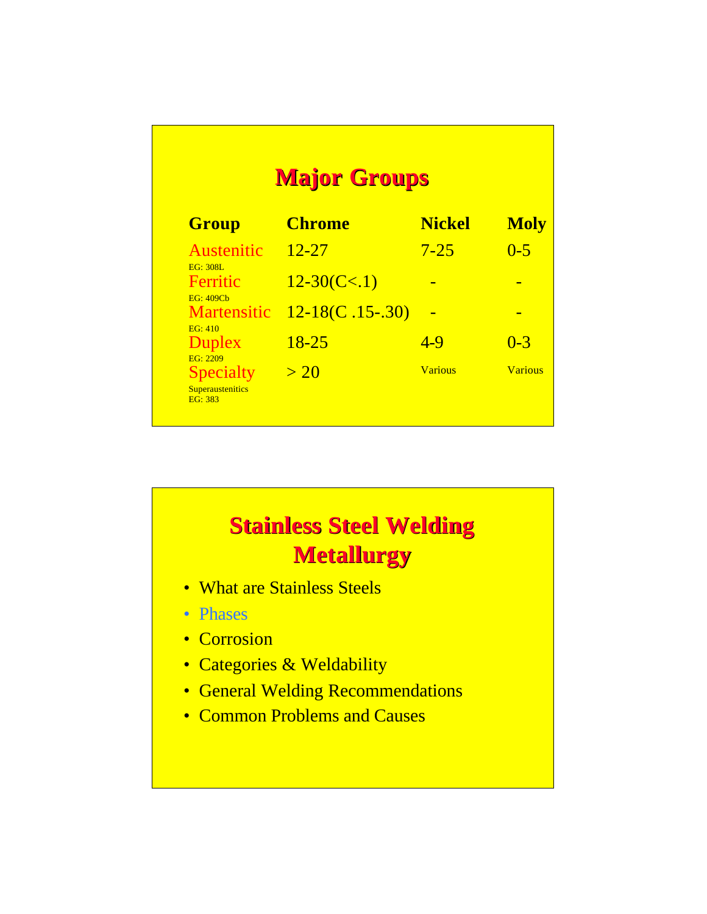## Major Groups

| Group | Chrome | Nickel | Moly |
|---|---|---|---|
| Austenitic<br>EG: 308L | 12-27 | 7-25 | 0-5 |
| Ferritic<br>EG: 409Cb | 12-30(C<.1) | - | - |
| Martensitic<br>EG: 410 | 12-18(C .15-.30) | - | - |
| Duplex<br>EG: 2209 | 18-25 | 4-9 | 0-3 |
| Specialty<br>Superaustenitics<br>EG: 383 | > 20 | Various | Various |

## Stainless Steel Welding Metallurgy

- What are Stainless Steels
- Phases
- Corrosion
- Categories & Weldability
- General Welding Recommendations
- Common Problems and Causes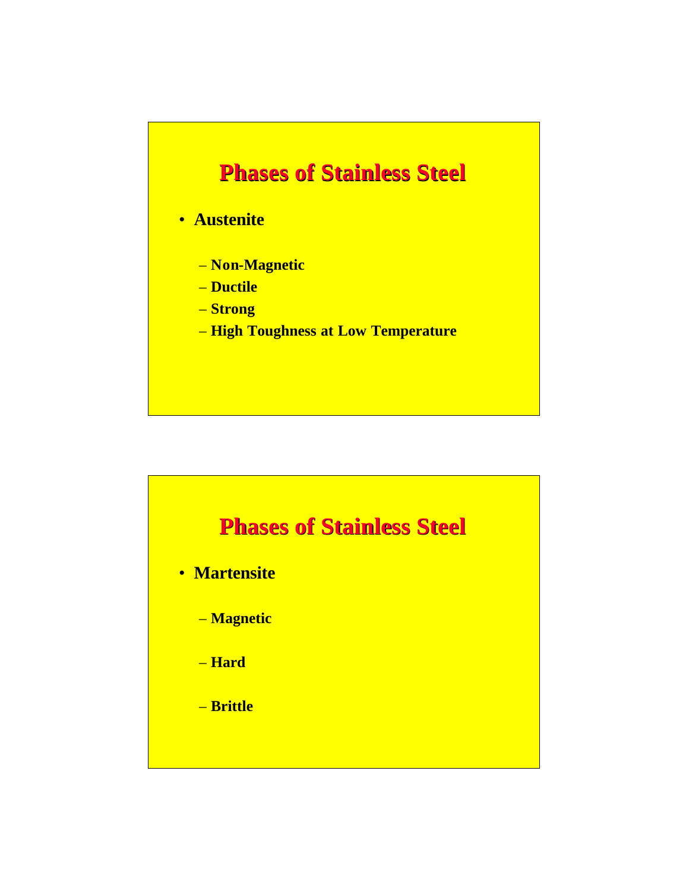## Phases of Stainless Steel

- **Austenite**
  - **Non-Magnetic**
  - **Ductile**
  - **Strong**
  - **High Toughness at Low Temperature**

## Phases of Stainless Steel

- **Martensite**
  - **Magnetic**
  - **Hard**
  - **Brittle**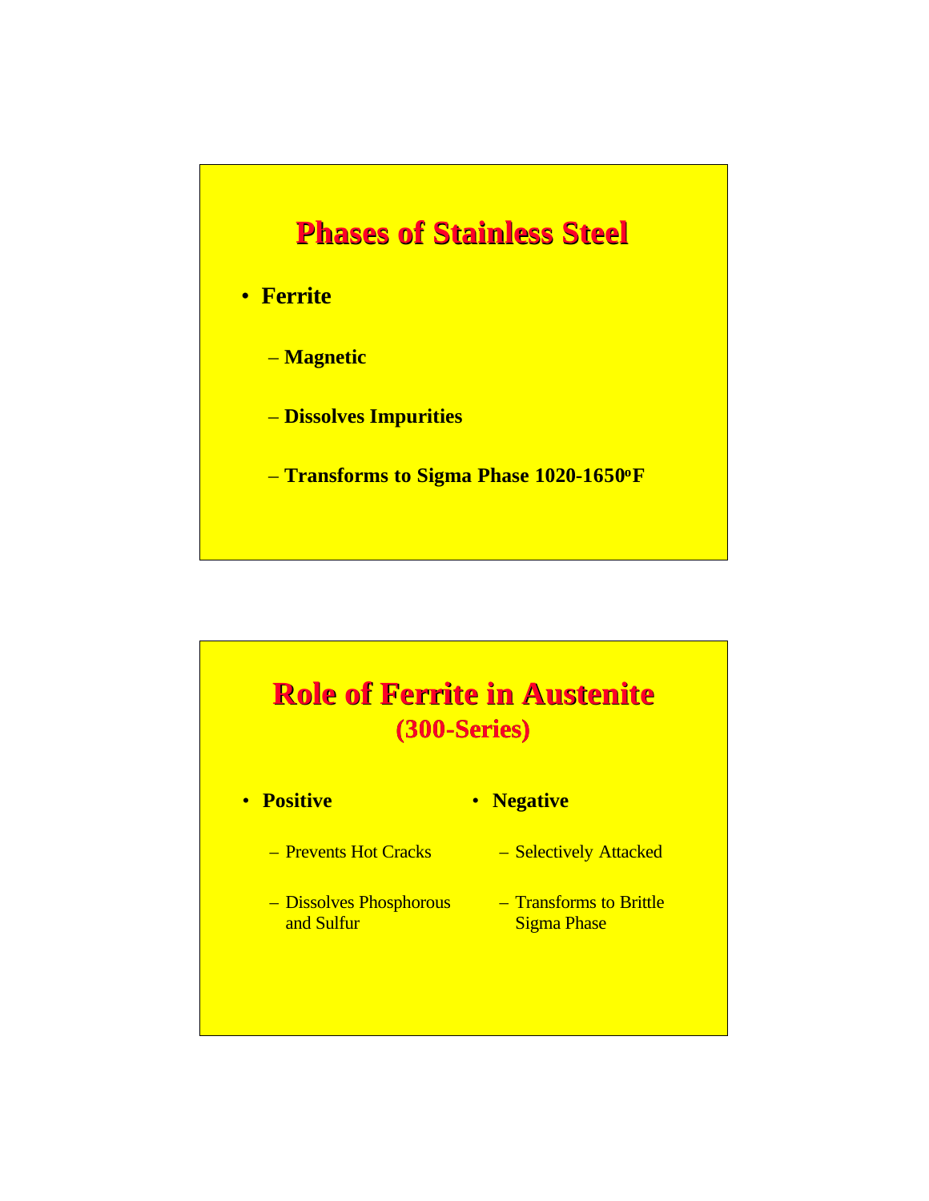## Phases of Stainless Steel

- **Ferrite**
  - **Magnetic**
  - **Dissolves Impurities**
  - **Transforms to Sigma Phase 1020-1650$^{o}$F**

## Role of Ferrite in Austenite (300-Series)

- **Positive**
  - Prevents Hot Cracks
  - Dissolves Phosphorous and Sulfur
- **Negative**
  - Selectively Attacked
  - Transforms to Brittle Sigma Phase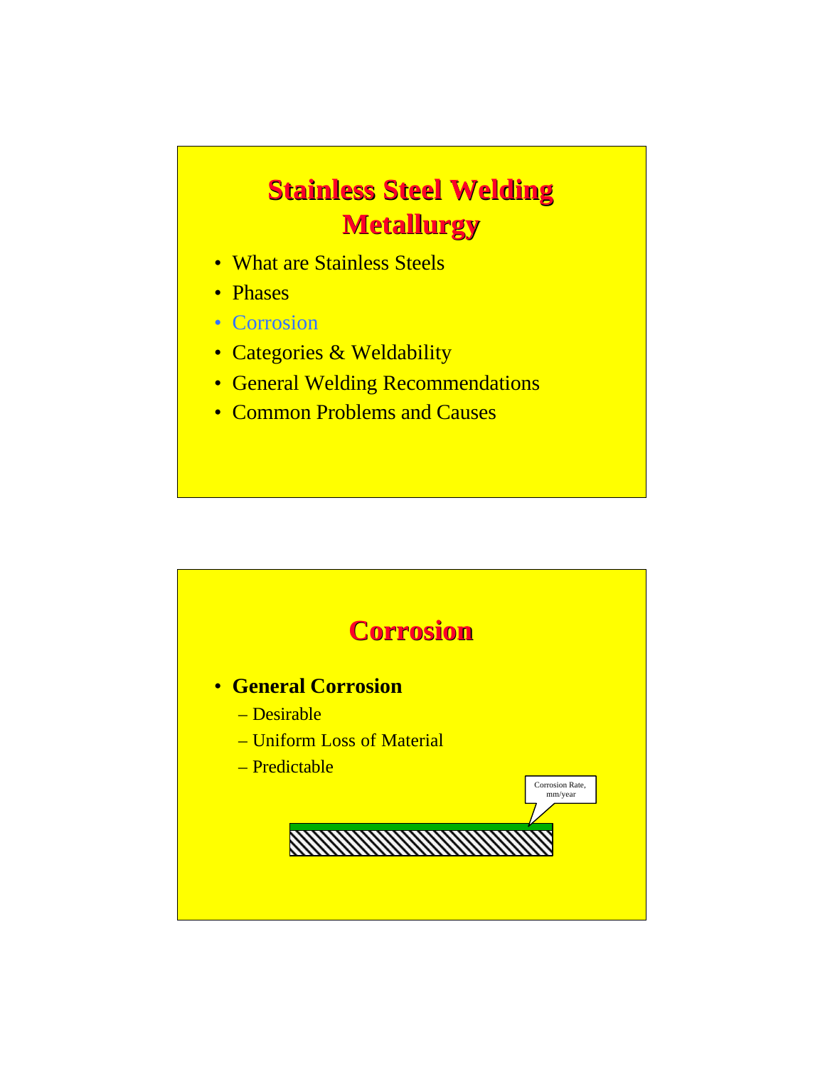# Stainless Steel Welding Metallurgy

- What are Stainless Steels
- Phases
- Corrosion
- Categories & Weldability
- General Welding Recommendations
- Common Problems and Causes

# Corrosion

- **General Corrosion**
  - Desirable
  - Uniform Loss of Material
  - Predictable

Corrosion Rate, mm/year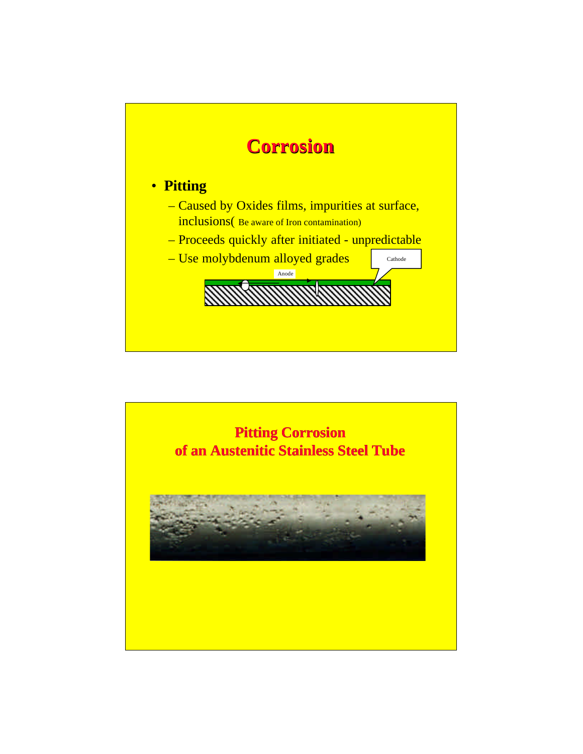# Corrosion

- **Pitting**
  - Caused by Oxides films, impurities at surface, inclusions( Be aware of Iron contamination)
  - Proceeds quickly after initiated - unpredictable
  - Use molybdenum alloyed grades

Anode

Cathode

## Pitting Corrosion of an Austenitic Stainless Steel Tube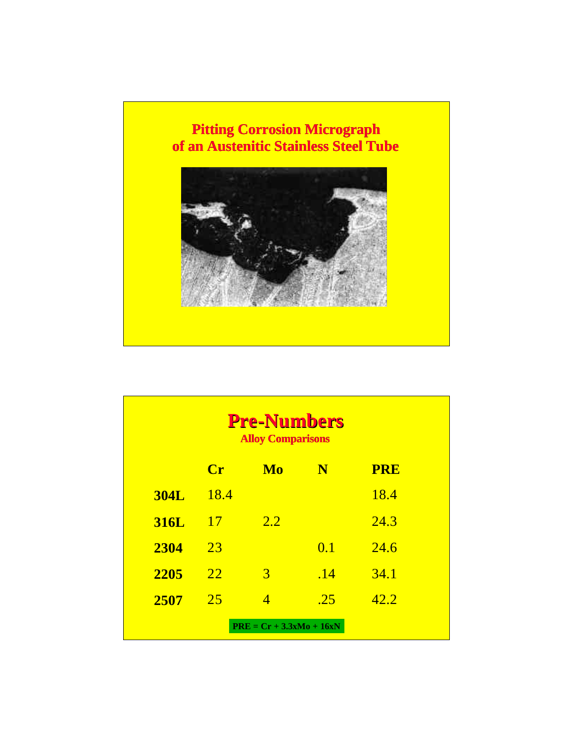## Pitting Corrosion Micrograph of an Austenitic Stainless Steel Tube

## Pre-Numbers

### Alloy Comparisons

| | Cr | Mo | N | PRE |
|---|---|---|---|---|
| **304L** | 18.4 | | | 18.4 |
| **316L** | 17 | 2.2 | | 24.3 |
| **2304** | 23 | | 0.1 | 24.6 |
| **2205** | 22 | 3 | .14 | 34.1 |
| **2507** | 25 | 4 | .25 | 42.2 |

**PRE = Cr + 3.3xMo + 16xN**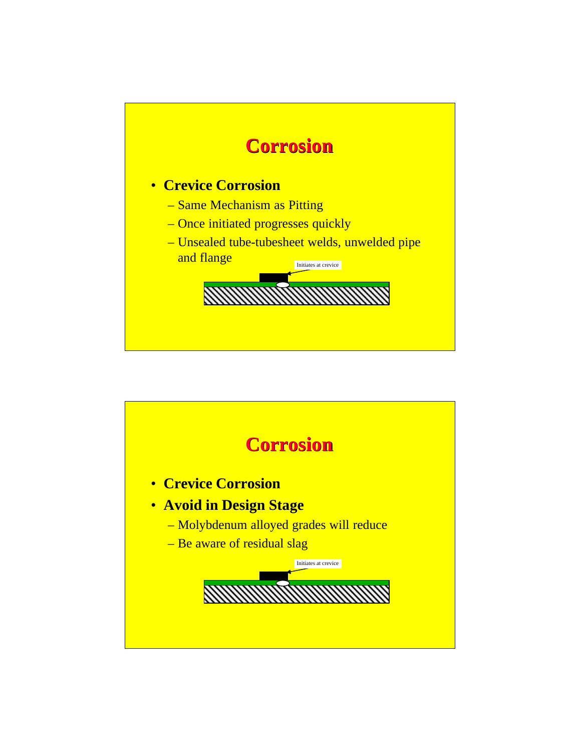# Corrosion

- **Crevice Corrosion**
  - Same Mechanism as Pitting
  - Once initiated progresses quickly
  - Unsealed tube-tubesheet welds, unwelded pipe and flange

Initiates at crevice

# Corrosion

- **Crevice Corrosion**
- **Avoid in Design Stage**
  - Molybdenum alloyed grades will reduce
  - Be aware of residual slag

Initiates at crevice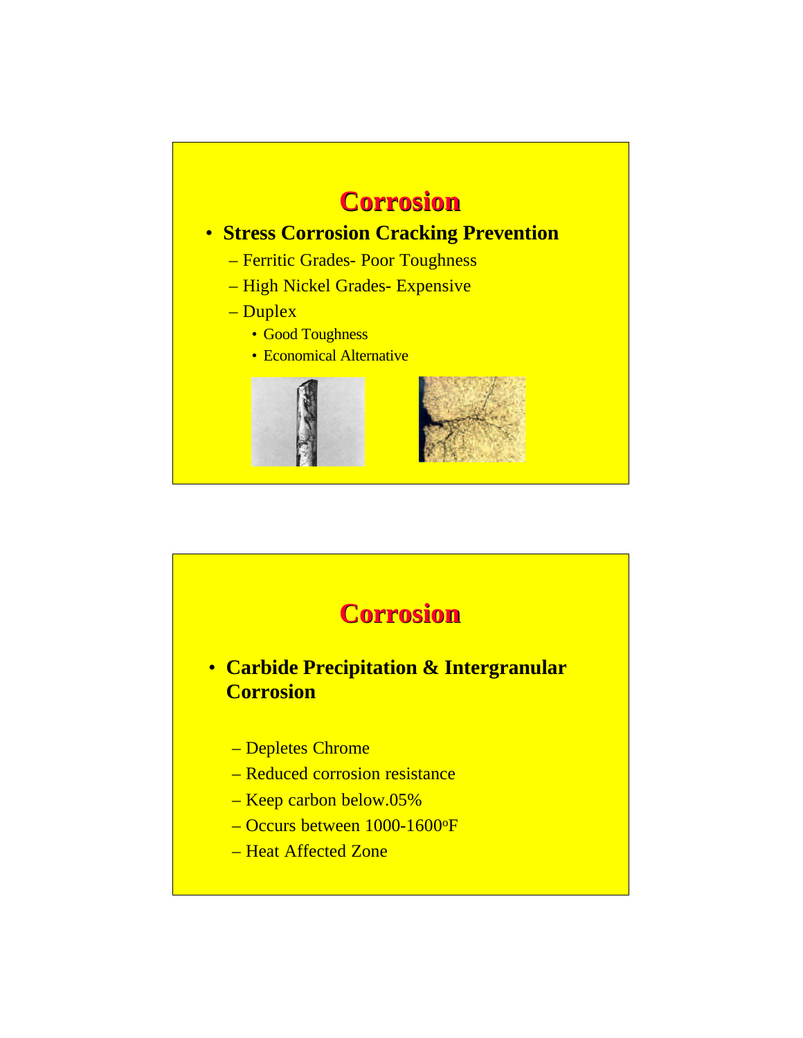# Corrosion

- **Stress Corrosion Cracking Prevention**
  - Ferritic Grades- Poor Toughness
  - High Nickel Grades- Expensive
  - Duplex
    - Good Toughness
    - Economical Alternative

# Corrosion

- **Carbide Precipitation & Intergranular Corrosion**
  - Depletes Chrome
  - Reduced corrosion resistance
  - Keep carbon below.05%
  - Occurs between 1000-1600$^{o}$F
  - Heat Affected Zone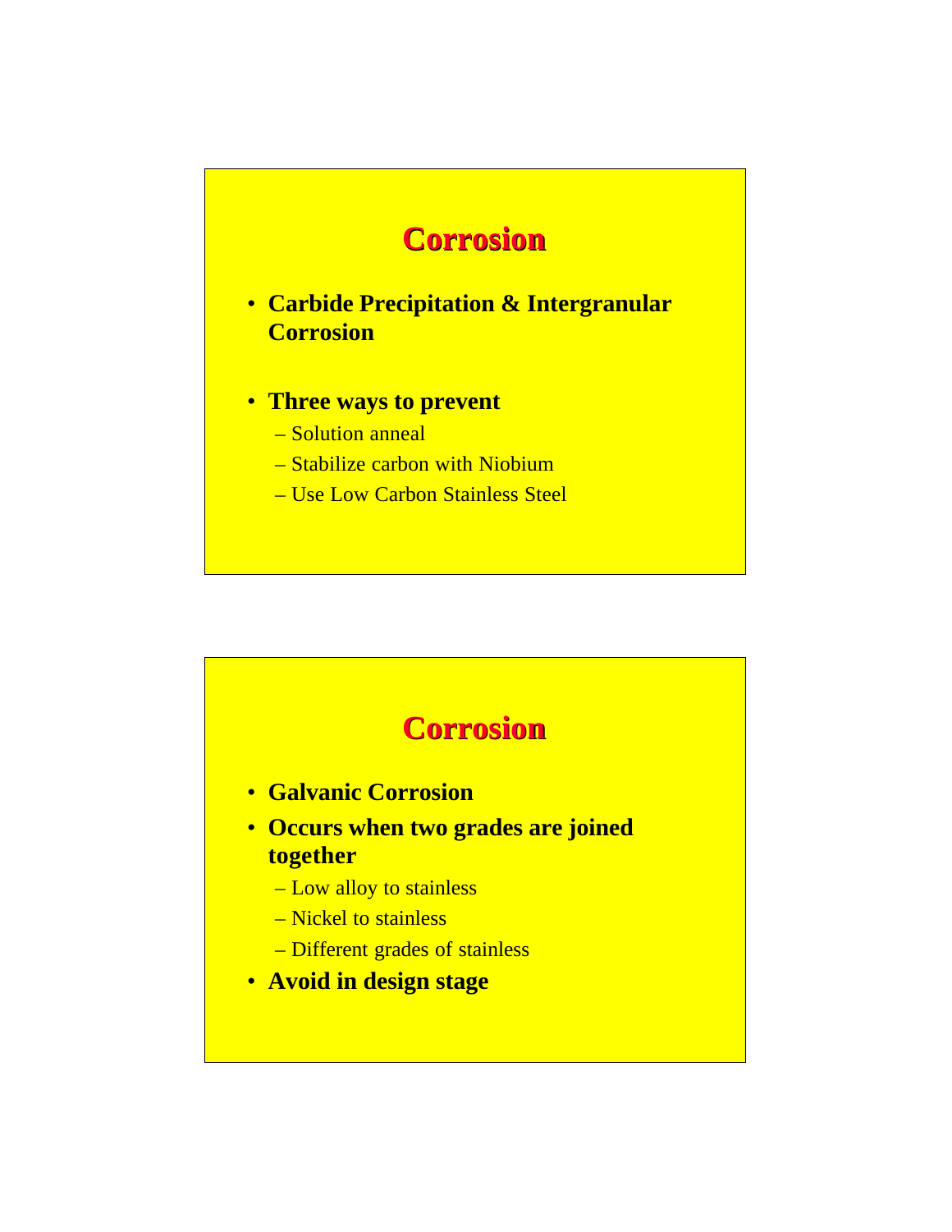## Corrosion

- **Carbide Precipitation & Intergranular Corrosion**
- **Three ways to prevent**
  - Solution anneal
  - Stabilize carbon with Niobium
  - Use Low Carbon Stainless Steel

## Corrosion

- **Galvanic Corrosion**
- **Occurs when two grades are joined together**
  - Low alloy to stainless
  - Nickel to stainless
  - Different grades of stainless
- **Avoid in design stage**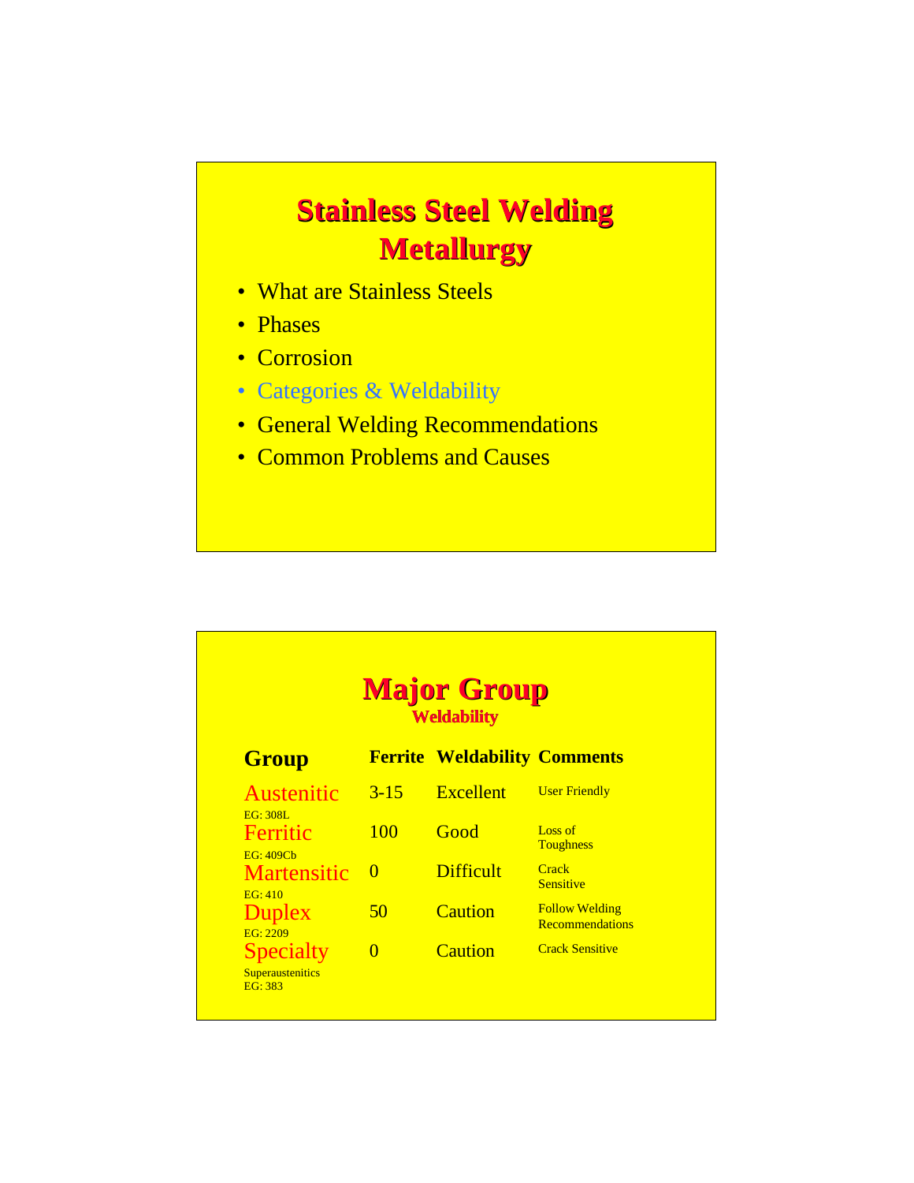# Stainless Steel Welding Metallurgy

- What are Stainless Steels
- Phases
- Corrosion
- Categories & Weldability
- General Welding Recommendations
- Common Problems and Causes

# Major Group

## Weldability

| Group | Ferrite | Weldability | Comments |
|---|---|---|---|
| Austenitic<br>EG: 308L | 3-15 | Excellent | User Friendly |
| Ferritic<br>EG: 409Cb | 100 | Good | Loss of Toughness |
| Martensitic<br>EG: 410 | 0 | Difficult | Crack Sensitive |
| Duplex<br>EG: 2209 | 50 | Caution | Follow Welding Recommendations |
| Specialty<br>Superaustenitics<br>EG: 383 | 0 | Caution | Crack Sensitive |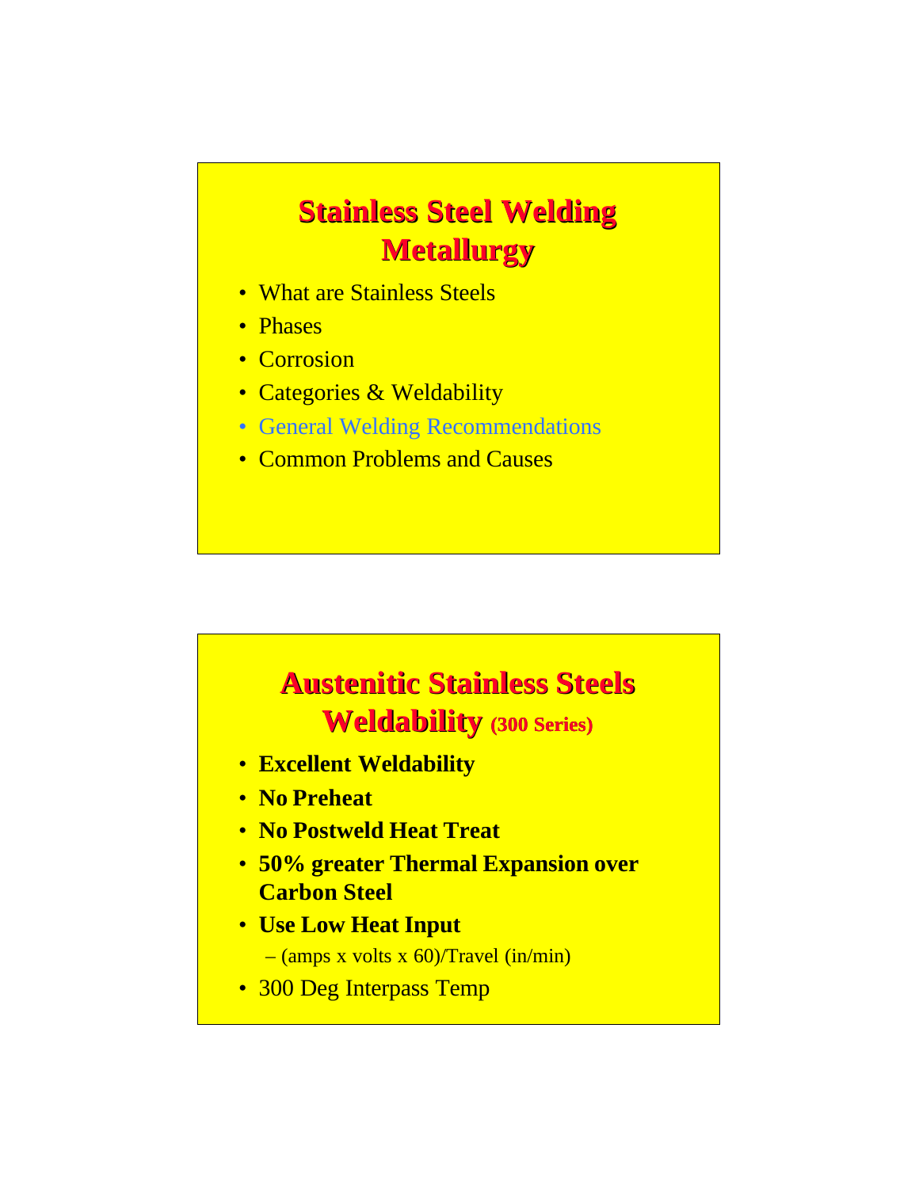## Stainless Steel Welding Metallurgy

- What are Stainless Steels
- Phases
- Corrosion
- Categories & Weldability
- General Welding Recommendations
- Common Problems and Causes

## Austenitic Stainless Steels Weldability (300 Series)

- **Excellent Weldability**
- **No Preheat**
- **No Postweld Heat Treat**
- **50% greater Thermal Expansion over Carbon Steel**
- **Use Low Heat Input**
  - (amps x volts x 60)/Travel (in/min)
- 300 Deg Interpass Temp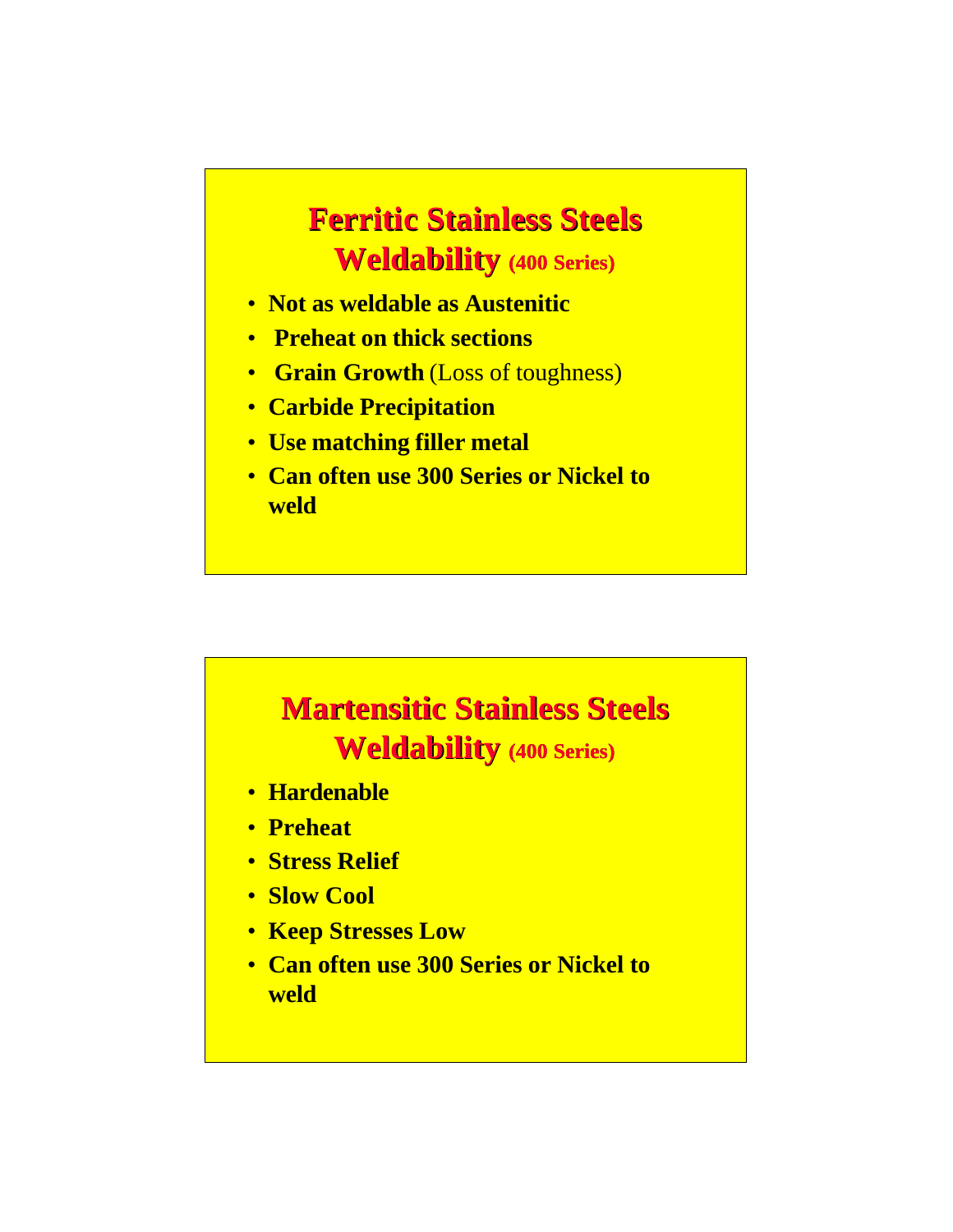## Ferritic Stainless Steels Weldability (400 Series)

- **Not as weldable as Austenitic**
- **Preheat on thick sections**
- **Grain Growth** (Loss of toughness)
- **Carbide Precipitation**
- **Use matching filler metal**
- **Can often use 300 Series or Nickel to weld**

## Martensitic Stainless Steels Weldability (400 Series)

- **Hardenable**
- **Preheat**
- **Stress Relief**
- **Slow Cool**
- **Keep Stresses Low**
- **Can often use 300 Series or Nickel to weld**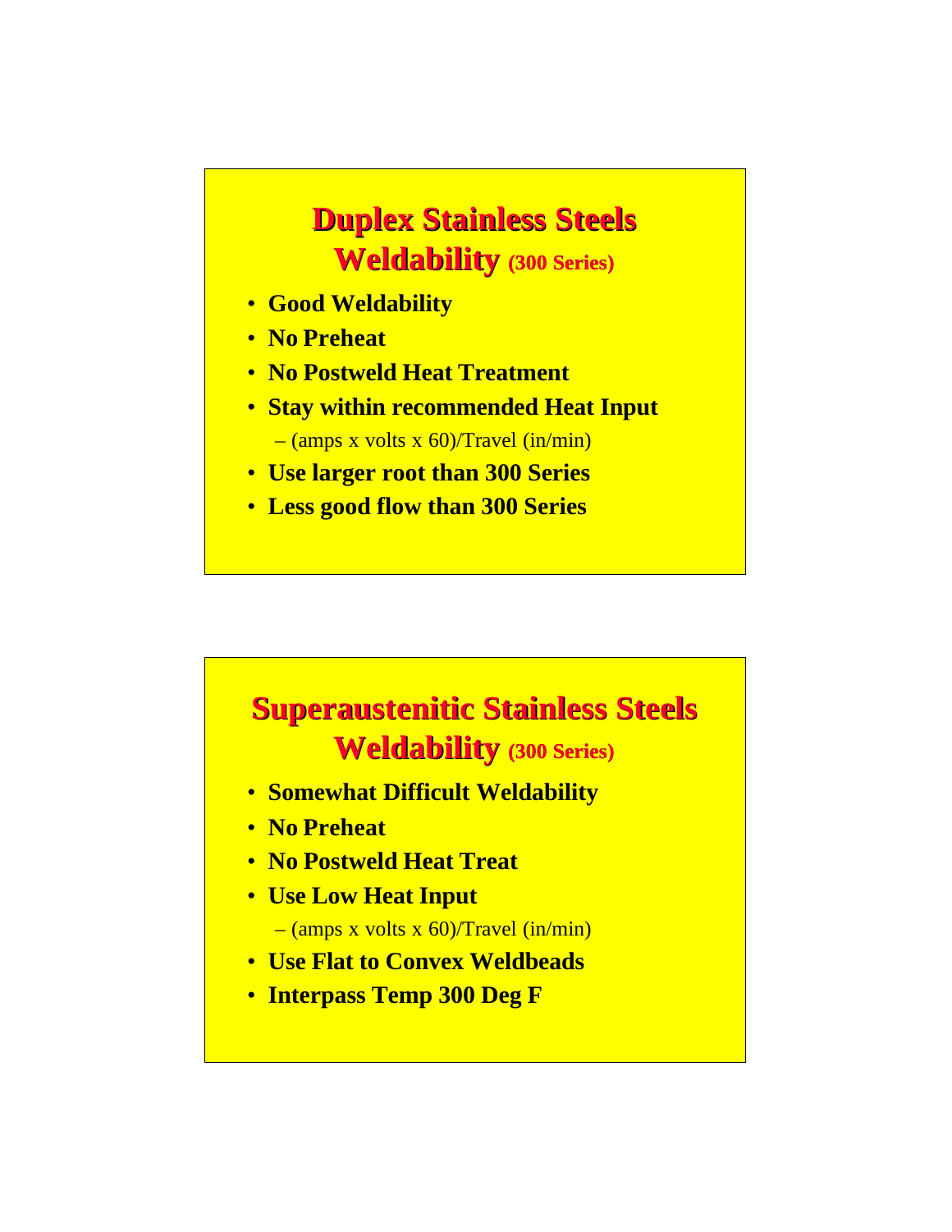## Duplex Stainless Steels Weldability (300 Series)

- Good Weldability
- No Preheat
- No Postweld Heat Treatment
- Stay within recommended Heat Input
  - (amps x volts x 60)/Travel (in/min)
- Use larger root than 300 Series
- Less good flow than 300 Series

## Superaustenitic Stainless Steels Weldability (300 Series)

- Somewhat Difficult Weldability
- No Preheat
- No Postweld Heat Treat
- Use Low Heat Input
  - (amps x volts x 60)/Travel (in/min)
- Use Flat to Convex Weldbeads
- Interpass Temp 300 Deg F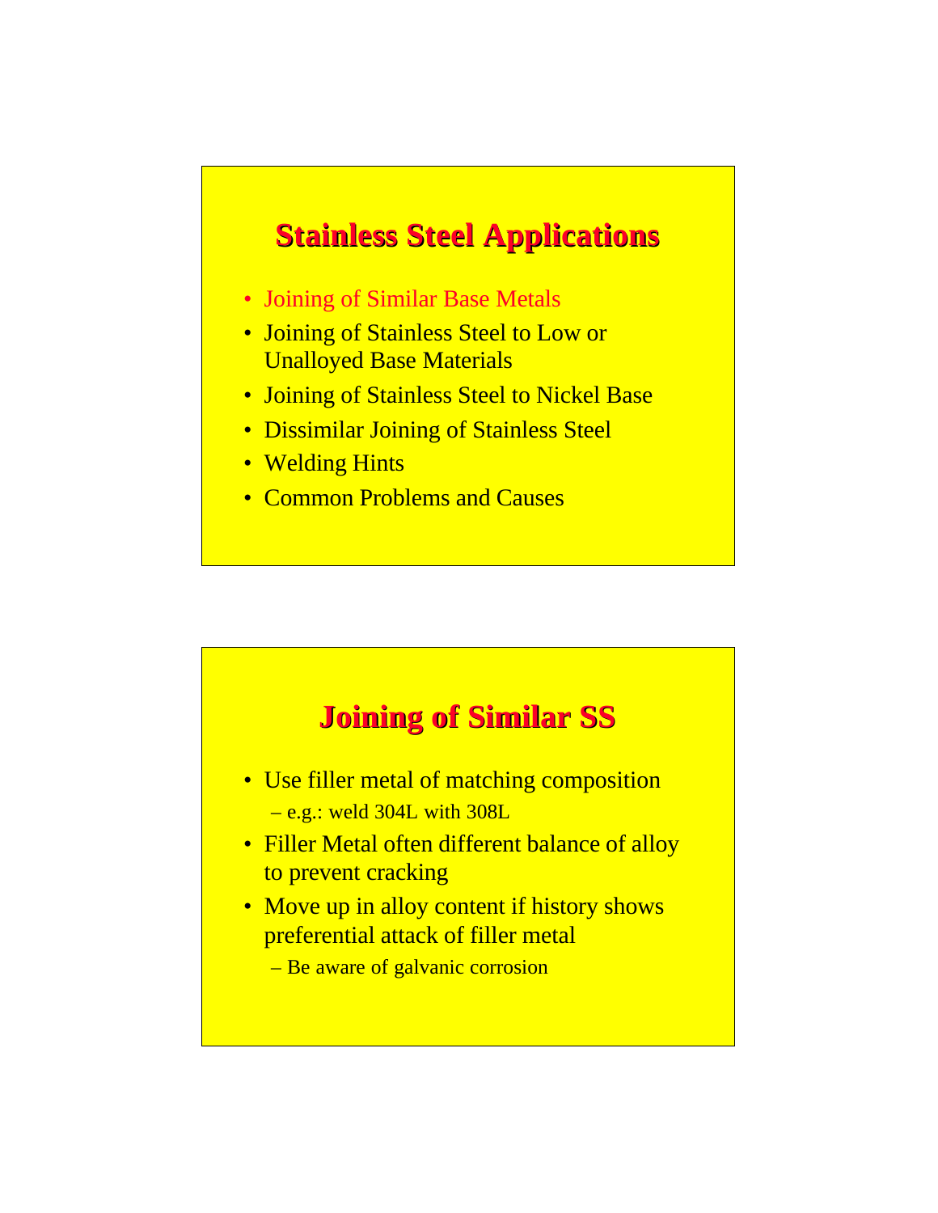## Stainless Steel Applications

- Joining of Similar Base Metals
- Joining of Stainless Steel to Low or Unalloyed Base Materials
- Joining of Stainless Steel to Nickel Base
- Dissimilar Joining of Stainless Steel
- Welding Hints
- Common Problems and Causes

## Joining of Similar SS

- Use filler metal of matching composition
  - e.g.: weld 304L with 308L
- Filler Metal often different balance of alloy to prevent cracking
- Move up in alloy content if history shows preferential attack of filler metal
  - Be aware of galvanic corrosion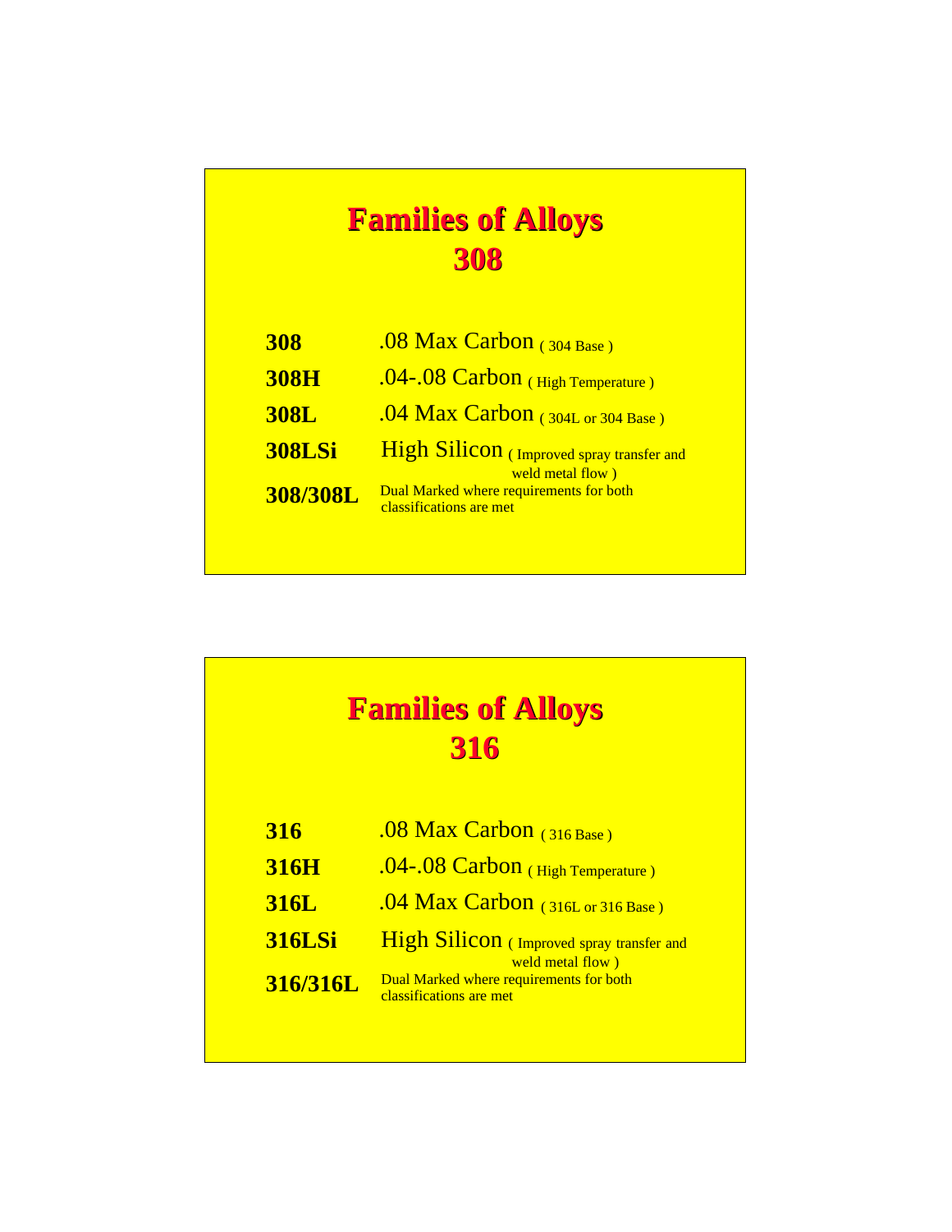# Families of Alloys
# 308

| | |
|---|---|
| **308** | .08 Max Carbon ( 304 Base ) |
| **308H** | .04-.08 Carbon ( High Temperature ) |
| **308L** | .04 Max Carbon ( 304L or 304 Base ) |
| **308LSi** | High Silicon ( Improved spray transfer and weld metal flow ) |
| **308/308L** | Dual Marked where requirements for both classifications are met |

# Families of Alloys
# 316

| | |
|---|---|
| **316** | .08 Max Carbon ( 316 Base ) |
| **316H** | .04-.08 Carbon ( High Temperature ) |
| **316L** | .04 Max Carbon ( 316L or 316 Base ) |
| **316LSi** | High Silicon ( Improved spray transfer and weld metal flow ) |
| **316/316L** | Dual Marked where requirements for both classifications are met |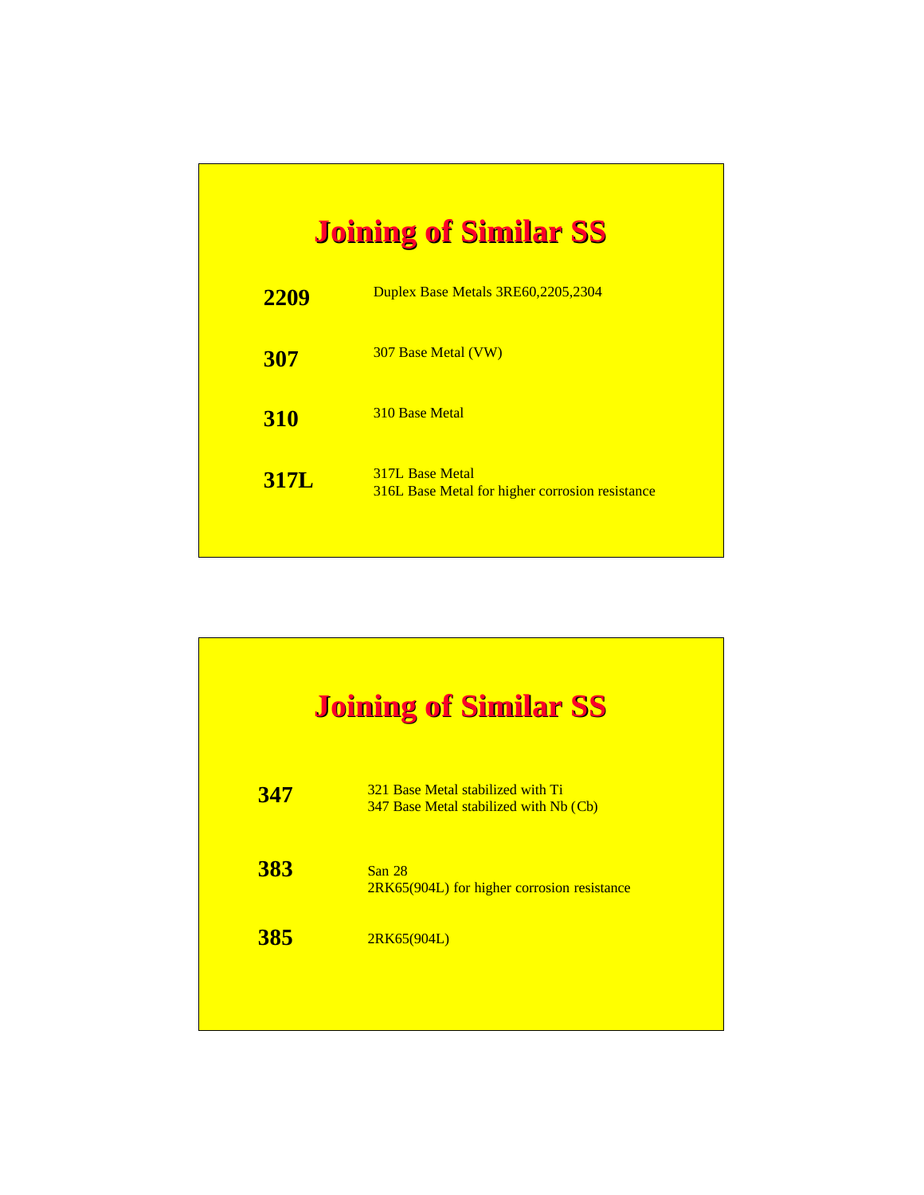## Joining of Similar SS

| | |
|---|---|
| **2209** | Duplex Base Metals 3RE60,2205,2304 |
| **307** | 307 Base Metal (VW) |
| **310** | 310 Base Metal |
| **317L** | 317L Base Metal<br>316L Base Metal for higher corrosion resistance |

## Joining of Similar SS

| | |
|---|---|
| **347** | 321 Base Metal stabilized with Ti<br>347 Base Metal stabilized with Nb (Cb) |
| **383** | San 28<br>2RK65(904L) for higher corrosion resistance |
| **385** | 2RK65(904L) |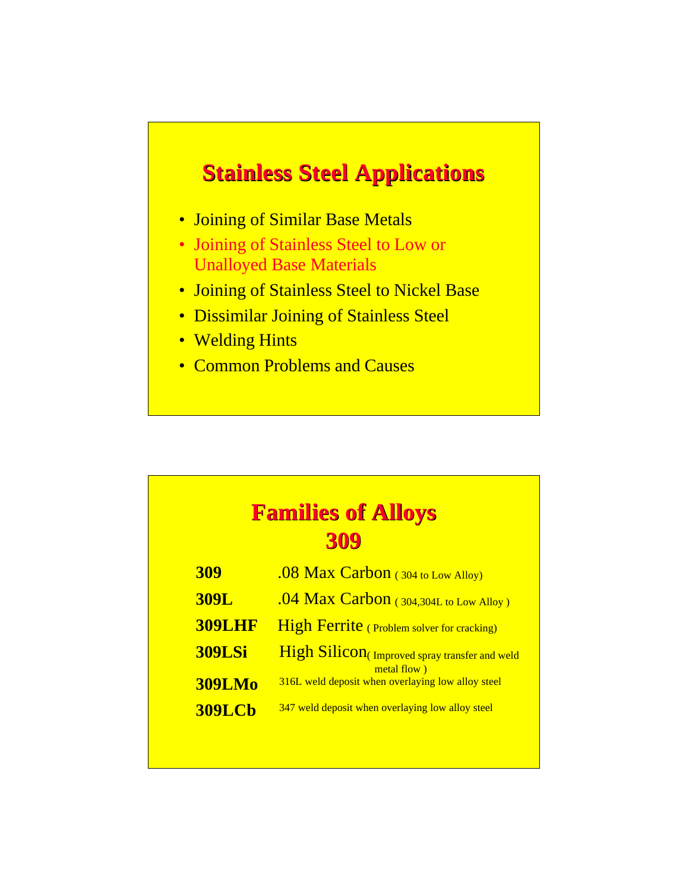## Stainless Steel Applications

- Joining of Similar Base Metals
- Joining of Stainless Steel to Low or Unalloyed Base Materials
- Joining of Stainless Steel to Nickel Base
- Dissimilar Joining of Stainless Steel
- Welding Hints
- Common Problems and Causes

## Families of Alloys 309

| | |
|---|---|
| **309** | .08 Max Carbon ( 304 to Low Alloy) |
| **309L** | .04 Max Carbon ( 304,304L to Low Alloy ) |
| **309LHF** | High Ferrite ( Problem solver for cracking) |
| **309LSi** | High Silicon( Improved spray transfer and weld metal flow ) |
| **309LMo** | 316L weld deposit when overlaying low alloy steel |
| **309LCb** | 347 weld deposit when overlaying low alloy steel |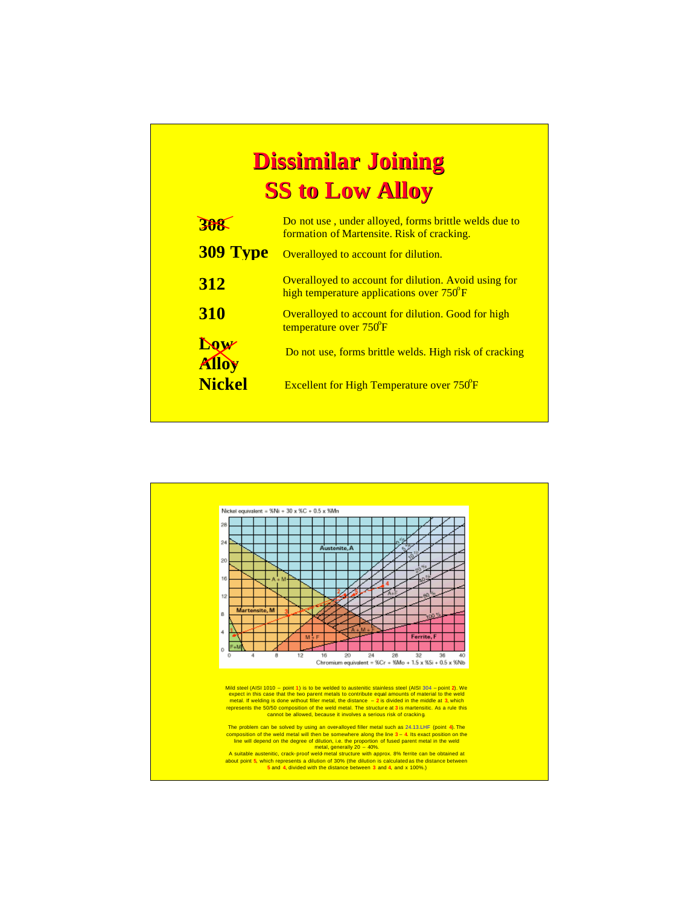# Dissimilar Joining
# SS to Low Alloy

| | |
|---|---|
| ~~**308**~~ | Do not use , under alloyed, forms brittle welds due to formation of Martensite. Risk of cracking. |
| **309 Type** | Overalloyed to account for dilution. |
| **312** | Overalloyed to account for dilution. Avoid using for high temperature applications over 750°F |
| **310** | Overalloyed to account for dilution. Good for high temperature over 750°F |
| ~~**Low Alloy**~~ | Do not use, forms brittle welds. High risk of cracking |
| **Nickel** | Excellent for High Temperature over 750°F |

Nickel equivalent = %Ni + 30 x %C + 0.5 x %Mn

Chromium equivalent = %Cr + %Mo + 1.5 x %Si + 0.5 x %Nb

Mild steel (AISI 1010 – point 1) is to be welded to austenitic stainless steel (AISI 304 – point 2). We expect in this case that the two parent metals to contribute equal amounts of material to the weld metal. If welding is done without filler metal, the distance – 2 is divided in the middle at 3, which represents the 50/50 composition of the weld metal. The structure at 3 is martensitic. As a rule this cannot be allowed, because it involves a serious risk of cracking.

The problem can be solved by using an over-alloyed filler metal such as 24.13.LHF (point 4). The composition of the weld metal will then be somewhere along the line 3 – 4. Its exact position on the line will depend on the degree of dilution, i.e. the proportion of fused parent metal in the weld metal, generally 20 – 40%.

A suitable austenitic, crack-proof weld-metal structure with approx. 8% ferrite can be obtained at about point 5, which represents a dilution of 30% (the dilution is calculated as the distance between 5 and 4, divided with the distance between 3 and 4, and x 100%.)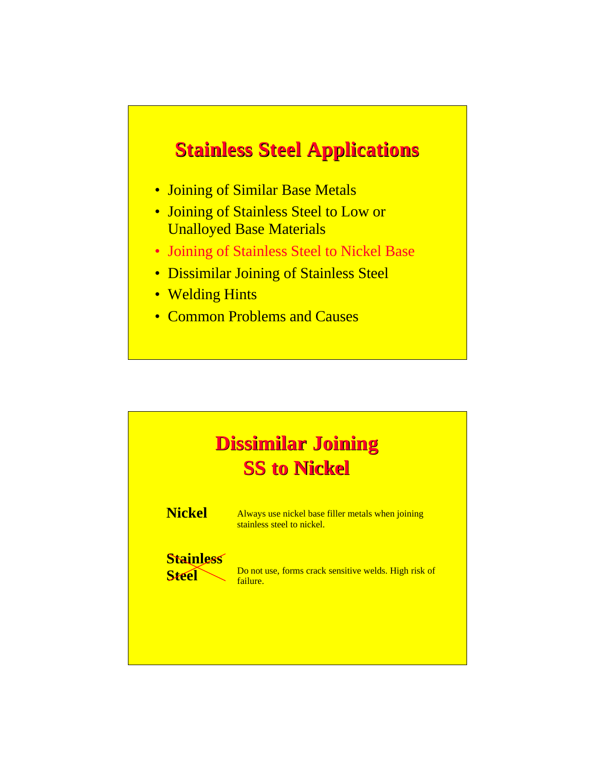## Stainless Steel Applications

- Joining of Similar Base Metals
- Joining of Stainless Steel to Low or Unalloyed Base Materials
- Joining of Stainless Steel to Nickel Base
- Dissimilar Joining of Stainless Steel
- Welding Hints
- Common Problems and Causes

## Dissimilar Joining SS to Nickel

| | |
|---|---|
| **Nickel** | Always use nickel base filler metals when joining stainless steel to nickel. |
| ~~**Stainless Steel**~~ | Do not use, forms crack sensitive welds. High risk of failure. |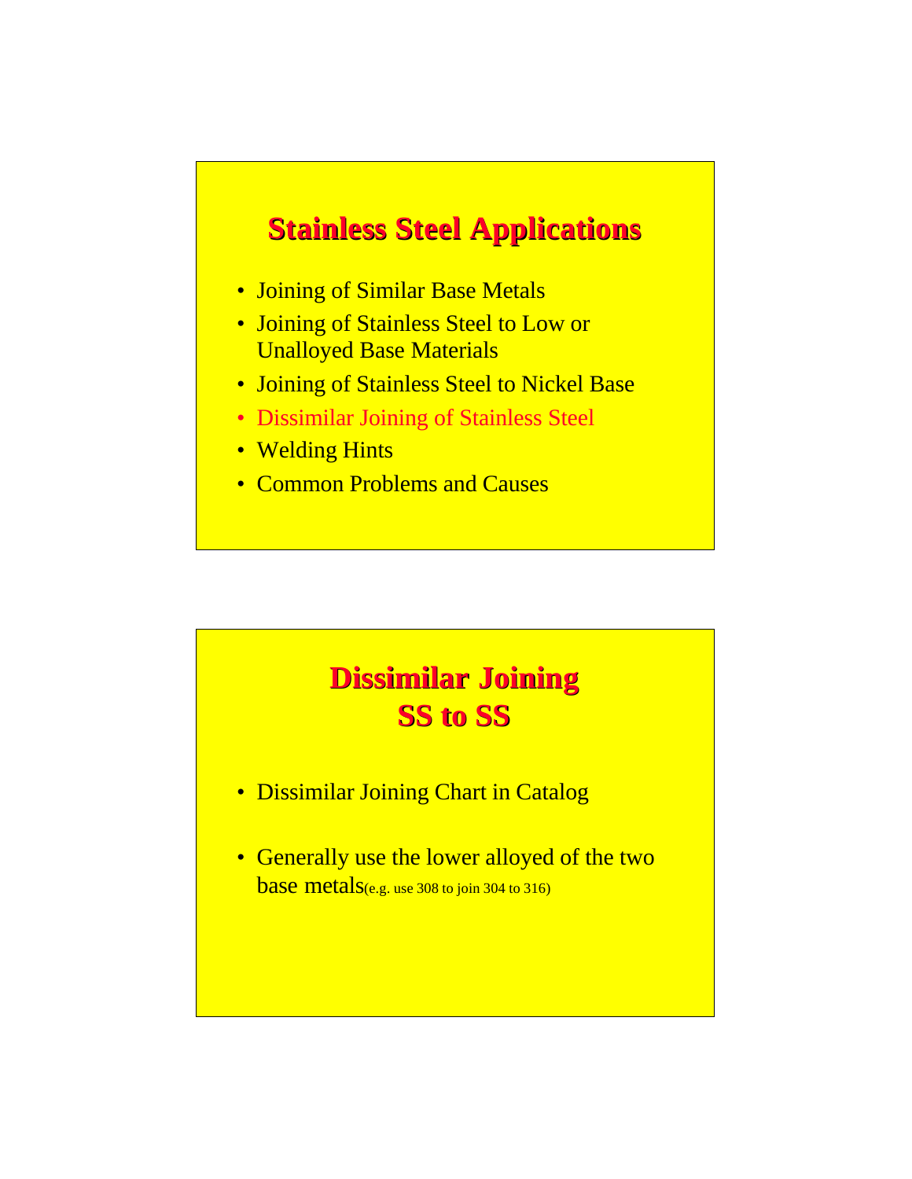## Stainless Steel Applications

- Joining of Similar Base Metals
- Joining of Stainless Steel to Low or Unalloyed Base Materials
- Joining of Stainless Steel to Nickel Base
- Dissimilar Joining of Stainless Steel
- Welding Hints
- Common Problems and Causes

## Dissimilar Joining SS to SS

- Dissimilar Joining Chart in Catalog
- Generally use the lower alloyed of the two base metals(e.g. use 308 to join 304 to 316)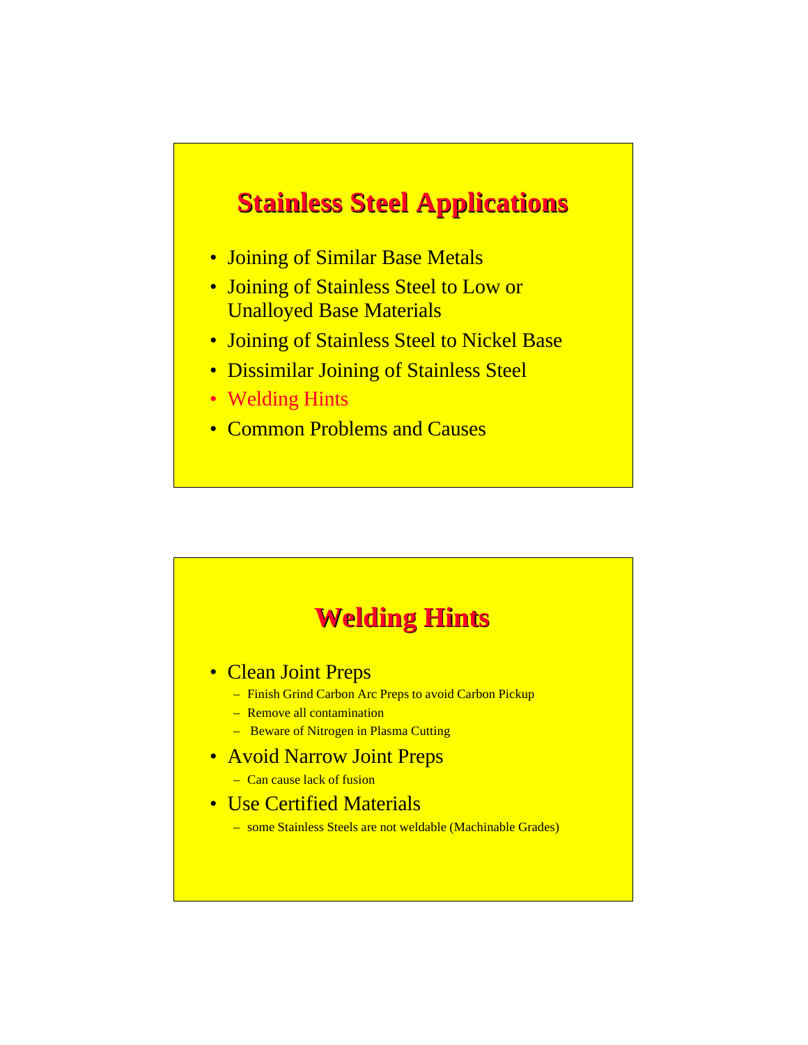## Stainless Steel Applications

- Joining of Similar Base Metals
- Joining of Stainless Steel to Low or Unalloyed Base Materials
- Joining of Stainless Steel to Nickel Base
- Dissimilar Joining of Stainless Steel
- Welding Hints
- Common Problems and Causes

## Welding Hints

- Clean Joint Preps
  - Finish Grind Carbon Arc Preps to avoid Carbon Pickup
  - Remove all contamination
  - Beware of Nitrogen in Plasma Cutting
- Avoid Narrow Joint Preps
  - Can cause lack of fusion
- Use Certified Materials
  - some Stainless Steels are not weldable (Machinable Grades)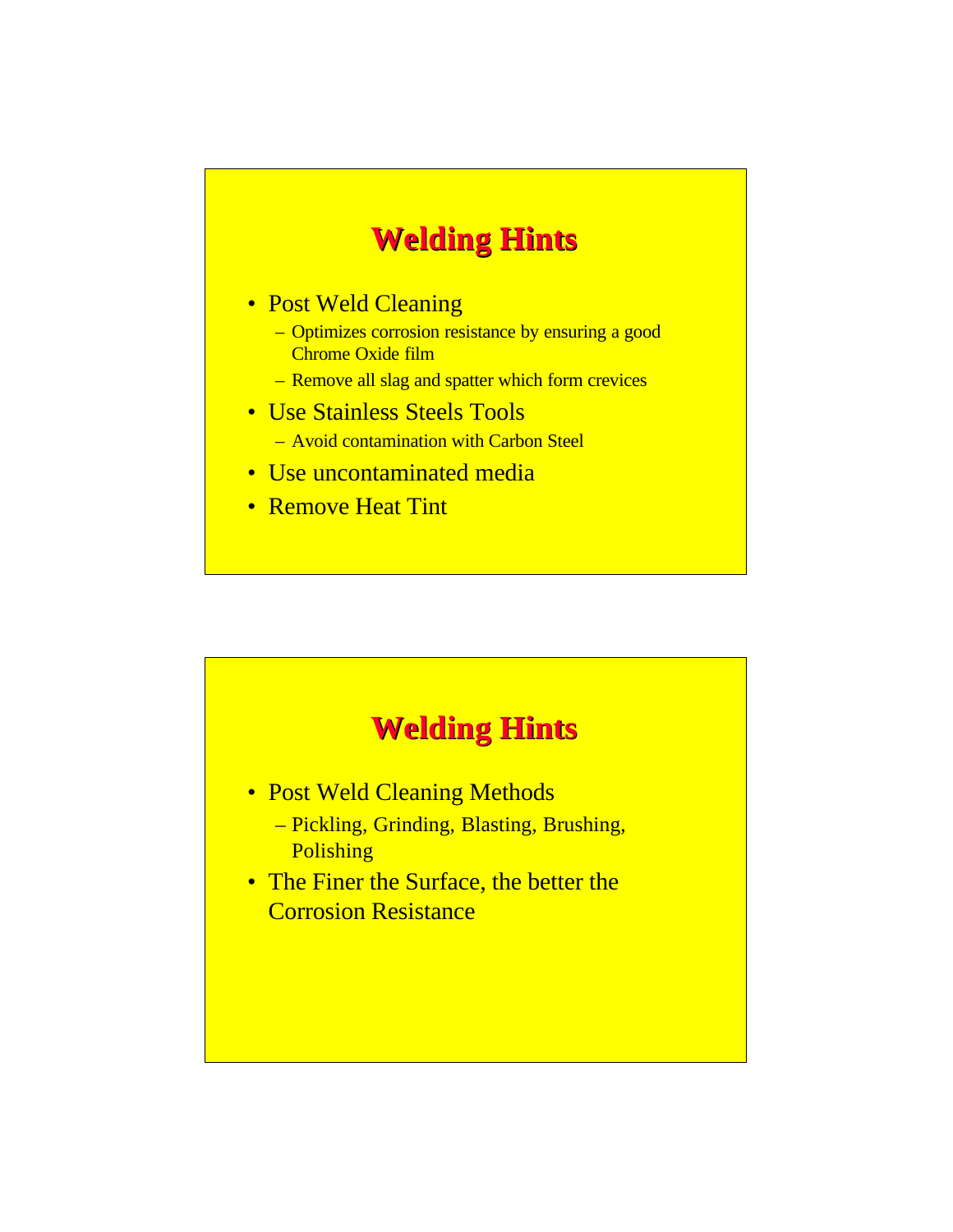## Welding Hints

- Post Weld Cleaning
  - Optimizes corrosion resistance by ensuring a good Chrome Oxide film
  - Remove all slag and spatter which form crevices
- Use Stainless Steels Tools
  - Avoid contamination with Carbon Steel
- Use uncontaminated media
- Remove Heat Tint

## Welding Hints

- Post Weld Cleaning Methods
  - Pickling, Grinding, Blasting, Brushing, Polishing
- The Finer the Surface, the better the Corrosion Resistance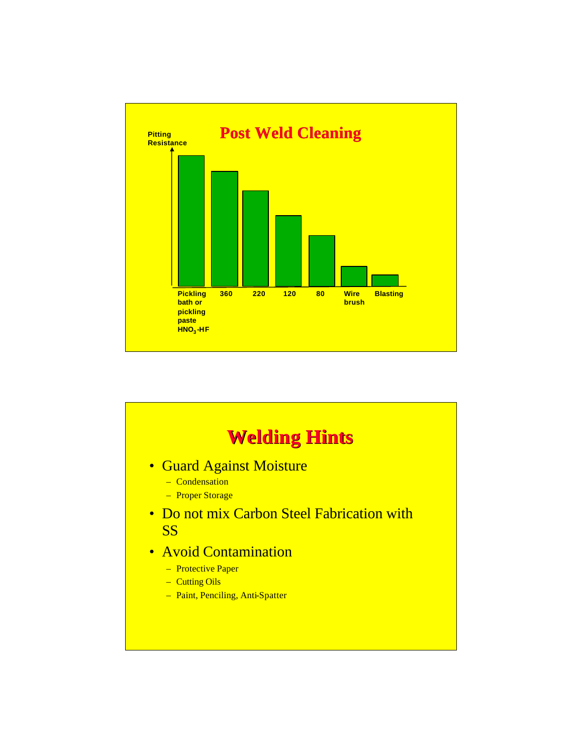## Post Weld Cleaning

Pitting Resistance

Pickling bath or pickling paste $HNO_3$-HF | 360 | 220 | 120 | 80 | Wire brush | Blasting

## Welding Hints

- Guard Against Moisture
  - Condensation
  - Proper Storage
- Do not mix Carbon Steel Fabrication with SS
- Avoid Contamination
  - Protective Paper
  - Cutting Oils
  - Paint, Penciling, Anti-Spatter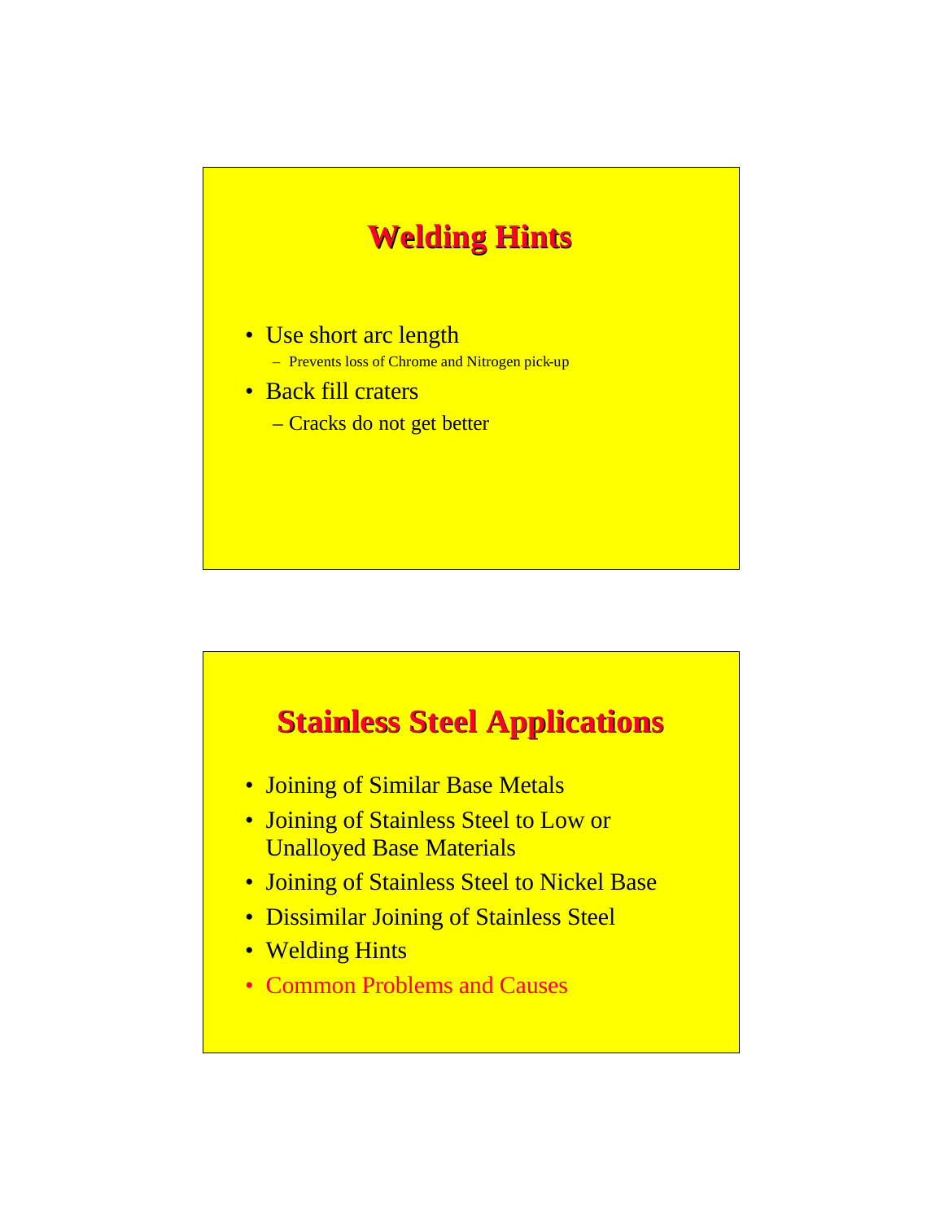# Welding Hints

- Use short arc length
  - Prevents loss of Chrome and Nitrogen pick-up
- Back fill craters
  - Cracks do not get better

# Stainless Steel Applications

- Joining of Similar Base Metals
- Joining of Stainless Steel to Low or Unalloyed Base Materials
- Joining of Stainless Steel to Nickel Base
- Dissimilar Joining of Stainless Steel
- Welding Hints
- Common Problems and Causes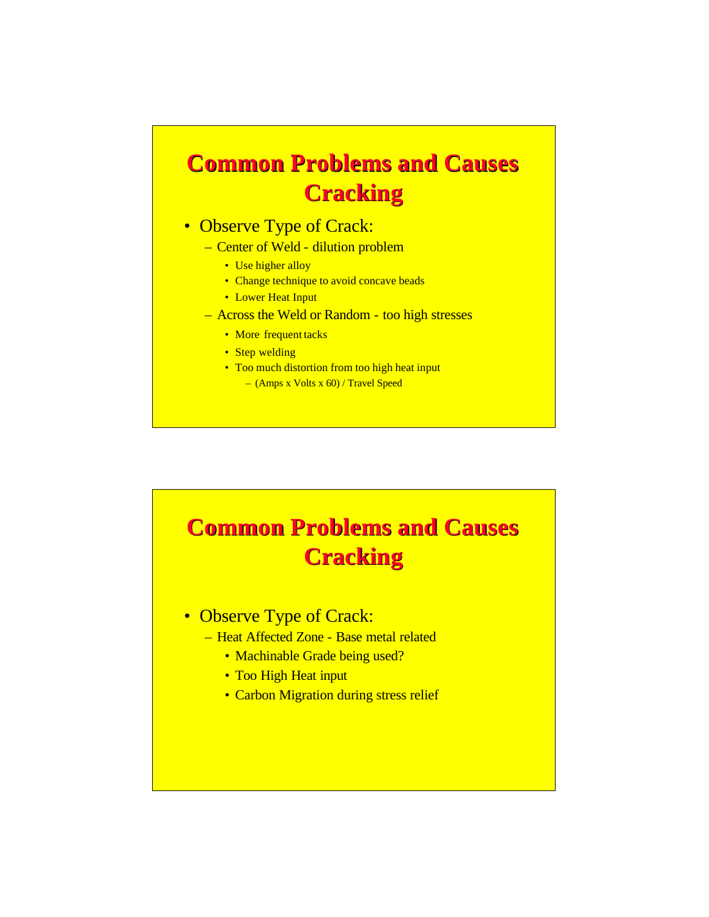## Common Problems and Causes Cracking

- Observe Type of Crack:
  - Center of Weld - dilution problem
    - Use higher alloy
    - Change technique to avoid concave beads
    - Lower Heat Input
  - Across the Weld or Random - too high stresses
    - More frequent tacks
    - Step welding
    - Too much distortion from too high heat input
      - (Amps x Volts x 60) / Travel Speed

## Common Problems and Causes Cracking

- Observe Type of Crack:
  - Heat Affected Zone - Base metal related
    - Machinable Grade being used?
    - Too High Heat input
    - Carbon Migration during stress relief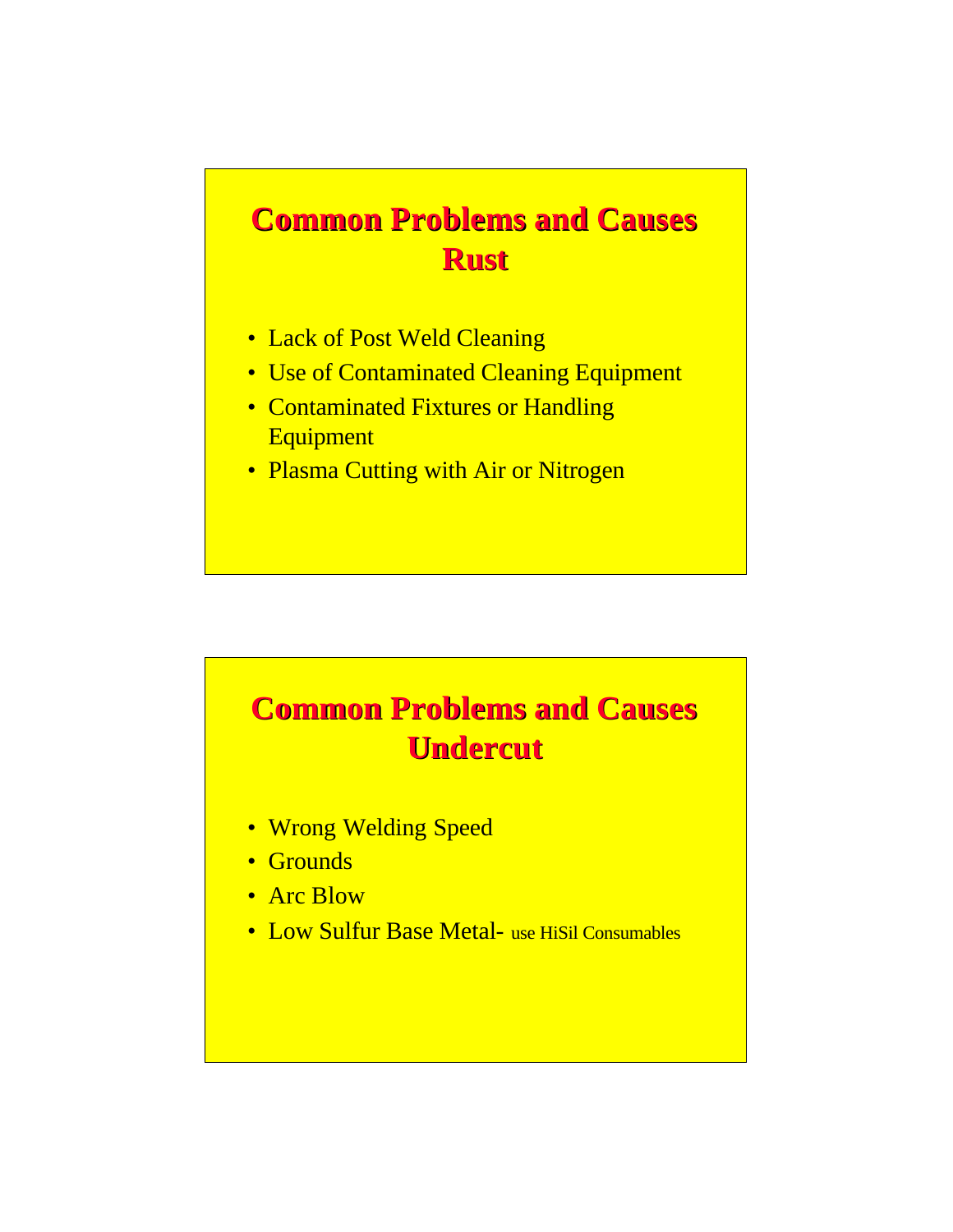## Common Problems and Causes Rust

- Lack of Post Weld Cleaning
- Use of Contaminated Cleaning Equipment
- Contaminated Fixtures or Handling Equipment
- Plasma Cutting with Air or Nitrogen

## Common Problems and Causes Undercut

- Wrong Welding Speed
- Grounds
- Arc Blow
- Low Sulfur Base Metal- use HiSil Consumables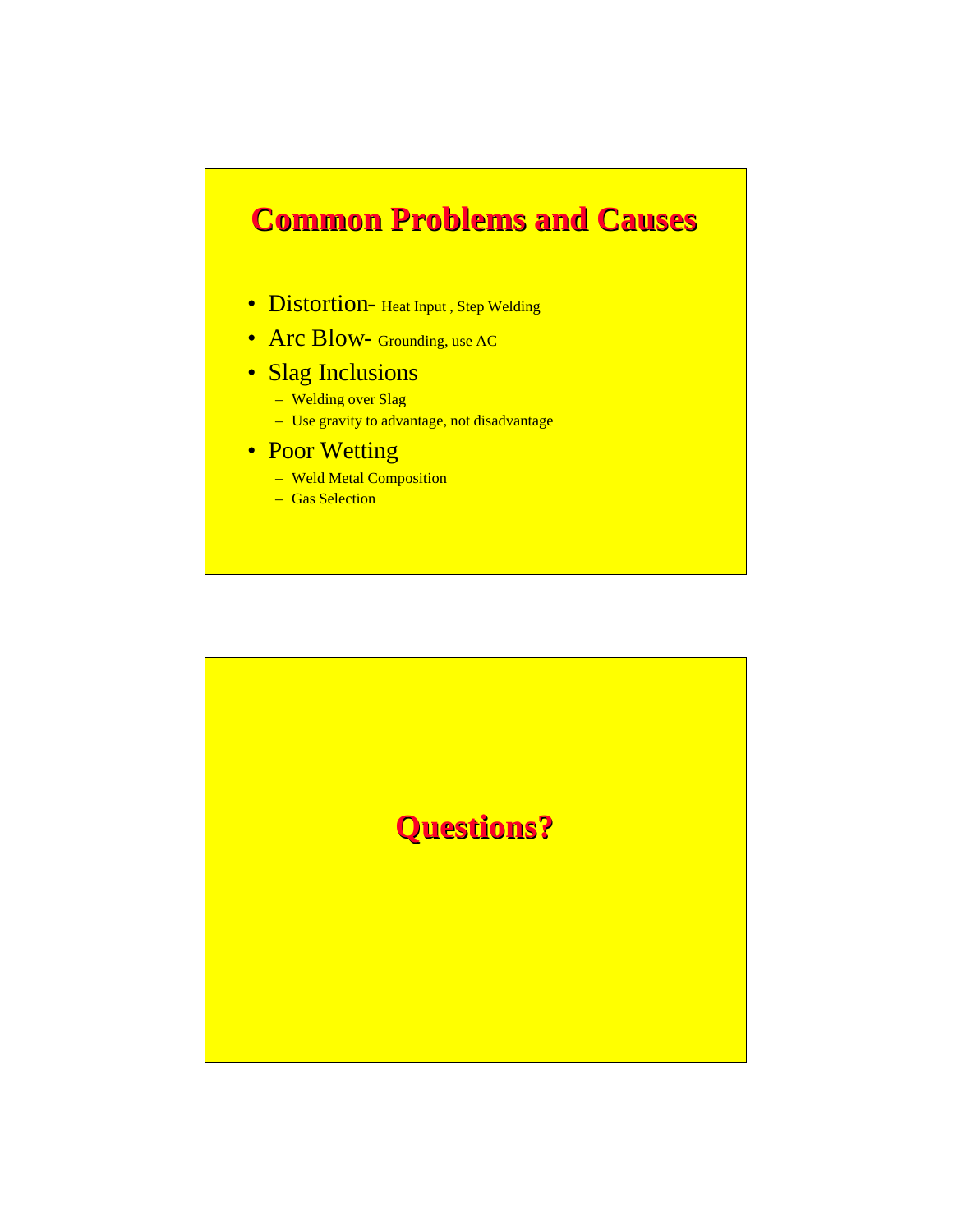# Common Problems and Causes

- Distortion- Heat Input , Step Welding
- Arc Blow- Grounding, use AC
- Slag Inclusions
  - Welding over Slag
  - Use gravity to advantage, not disadvantage
- Poor Wetting
  - Weld Metal Composition
  - Gas Selection

# Questions?